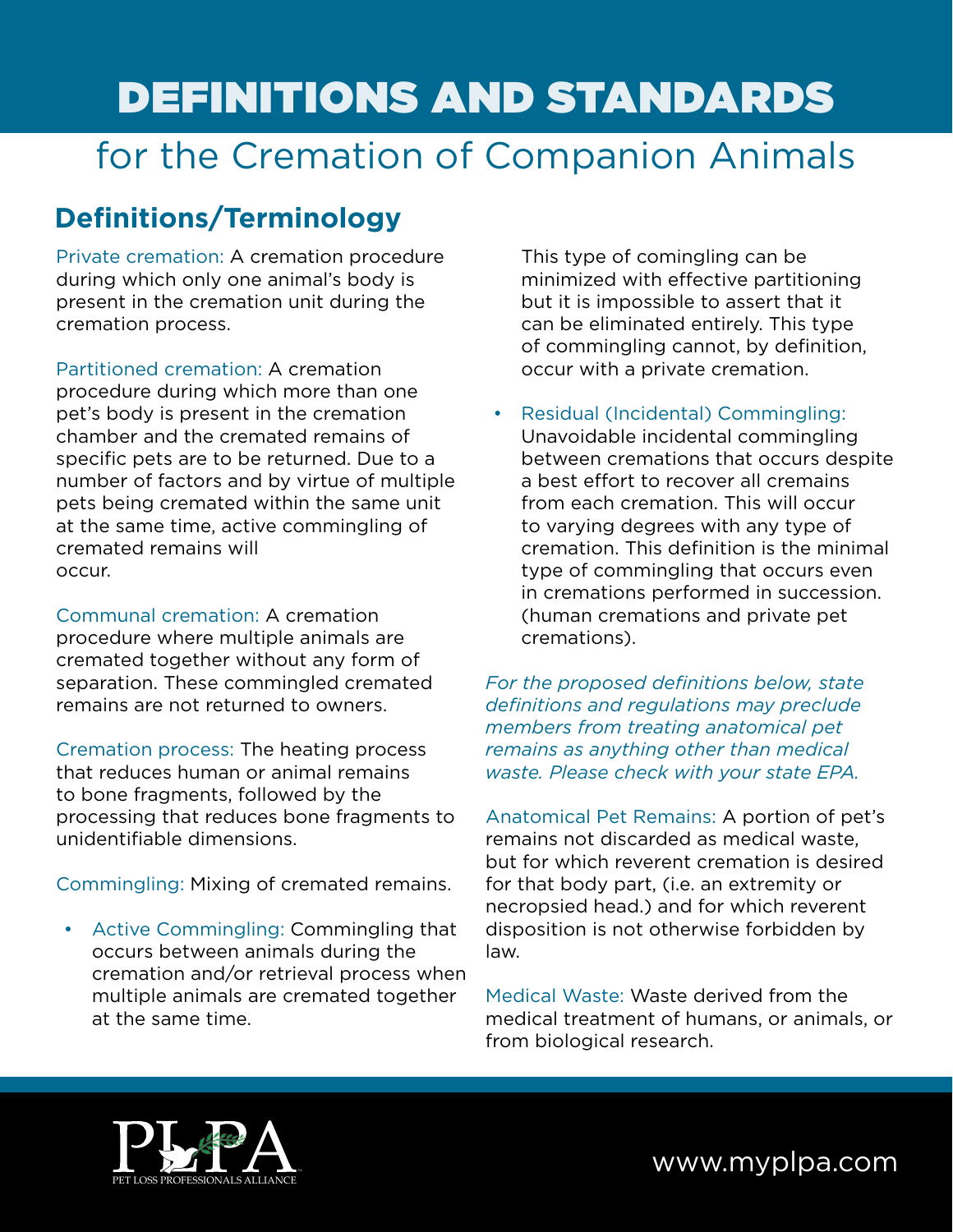# DEFINITIONS AND STANDARDS

## for the Cremation of Companion Animals

## Definitions/Terminology

Private cremation: A cremation procedure during which only one animal's body is present in the cremation unit during the cremation process.

Partitioned cremation: A cremation procedure during which more than one pet's body is present in the cremation chamber and the cremated remains of specific pets are to be returned. Due to a number of factors and by virtue of multiple pets being cremated within the same unit at the same time, active commingling of cremated remains will occur.

Communal cremation: A cremation procedure where multiple animals are cremated together without any form of separation. These commingled cremated remains are not returned to owners.

Cremation process: The heating process that reduces human or animal remains to bone fragments, followed by the processing that reduces bone fragments to unidentifiable dimensions.

Commingling: Mixing of cremated remains.

- Active Commingling: Commingling that occurs between animals during the cremation and/or retrieval process when multiple animals are cremated together at the same time.

  This type of comingling can be minimized with effective partitioning but it is impossible to assert that it can be eliminated entirely. This type of commingling cannot, by definition, occur with a private cremation.

- Residual (Incidental) Commingling: Unavoidable incidental commingling between cremations that occurs despite a best effort to recover all cremains from each cremation. This will occur to varying degrees with any type of cremation. This definition is the minimal type of commingling that occurs even in cremations performed in succession. (human cremations and private pet cremations).

*For the proposed definitions below, state definitions and regulations may preclude members from treating anatomical pet remains as anything other than medical waste. Please check with your state EPA.*

Anatomical Pet Remains: A portion of pet's remains not discarded as medical waste, but for which reverent cremation is desired for that body part, (i.e. an extremity or necropsied head.) and for which reverent disposition is not otherwise forbidden by law.

Medical Waste: Waste derived from the medical treatment of humans, or animals, or from biological research.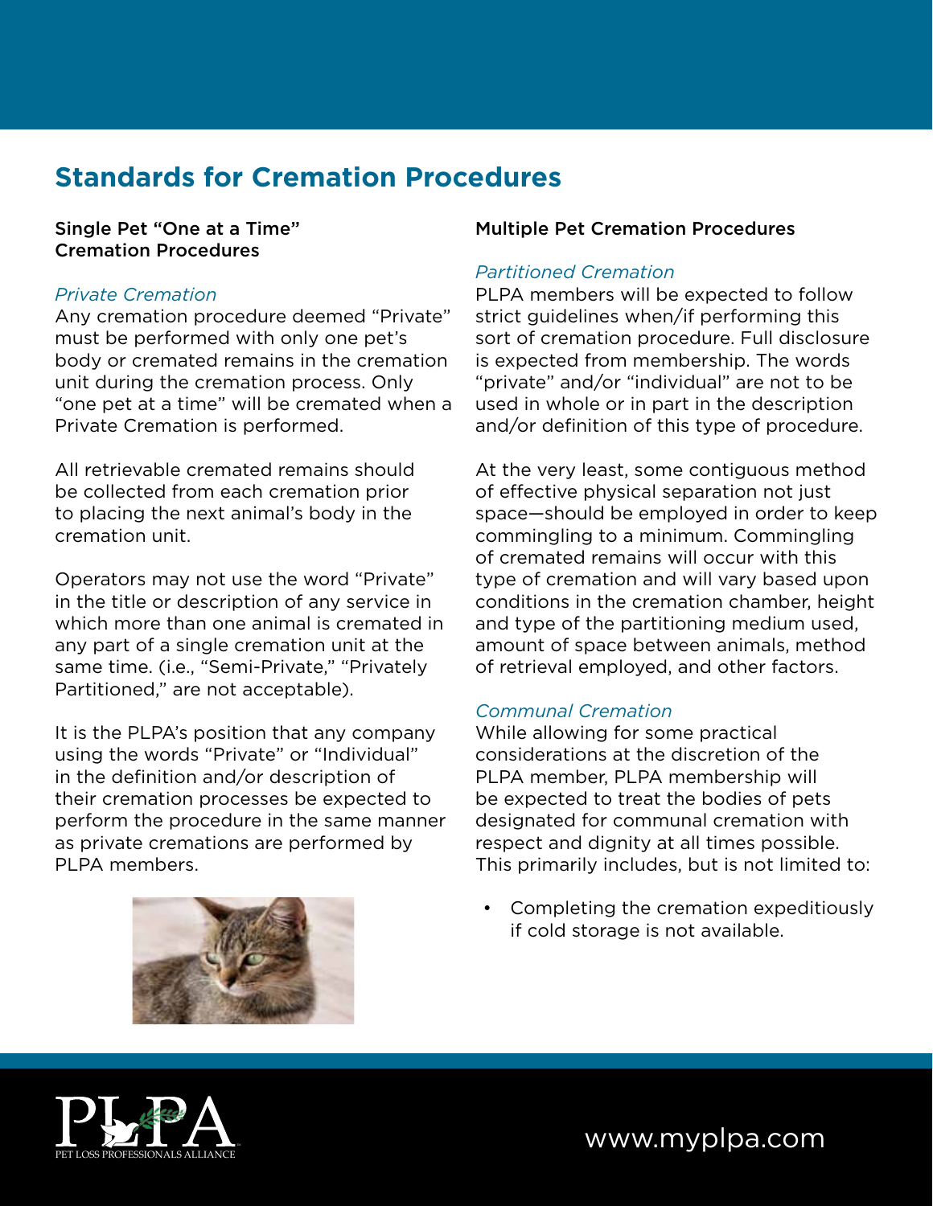# Standards for Cremation Procedures

## Single Pet "One at a Time" Cremation Procedures

*Private Cremation*

Any cremation procedure deemed "Private" must be performed with only one pet's body or cremated remains in the cremation unit during the cremation process. Only "one pet at a time" will be cremated when a Private Cremation is performed.

All retrievable cremated remains should be collected from each cremation prior to placing the next animal's body in the cremation unit.

Operators may not use the word "Private" in the title or description of any service in which more than one animal is cremated in any part of a single cremation unit at the same time. (i.e., "Semi-Private," "Privately Partitioned," are not acceptable).

It is the PLPA's position that any company using the words "Private" or "Individual" in the definition and/or description of their cremation processes be expected to perform the procedure in the same manner as private cremations are performed by PLPA members.

## Multiple Pet Cremation Procedures

*Partitioned Cremation*

PLPA members will be expected to follow strict guidelines when/if performing this sort of cremation procedure. Full disclosure is expected from membership. The words "private" and/or "individual" are not to be used in whole or in part in the description and/or definition of this type of procedure.

At the very least, some contiguous method of effective physical separation not just space—should be employed in order to keep commingling to a minimum. Commingling of cremated remains will occur with this type of cremation and will vary based upon conditions in the cremation chamber, height and type of the partitioning medium used, amount of space between animals, method of retrieval employed, and other factors.

*Communal Cremation*

While allowing for some practical considerations at the discretion of the PLPA member, PLPA membership will be expected to treat the bodies of pets designated for communal cremation with respect and dignity at all times possible. This primarily includes, but is not limited to:

- Completing the cremation expeditiously if cold storage is not available.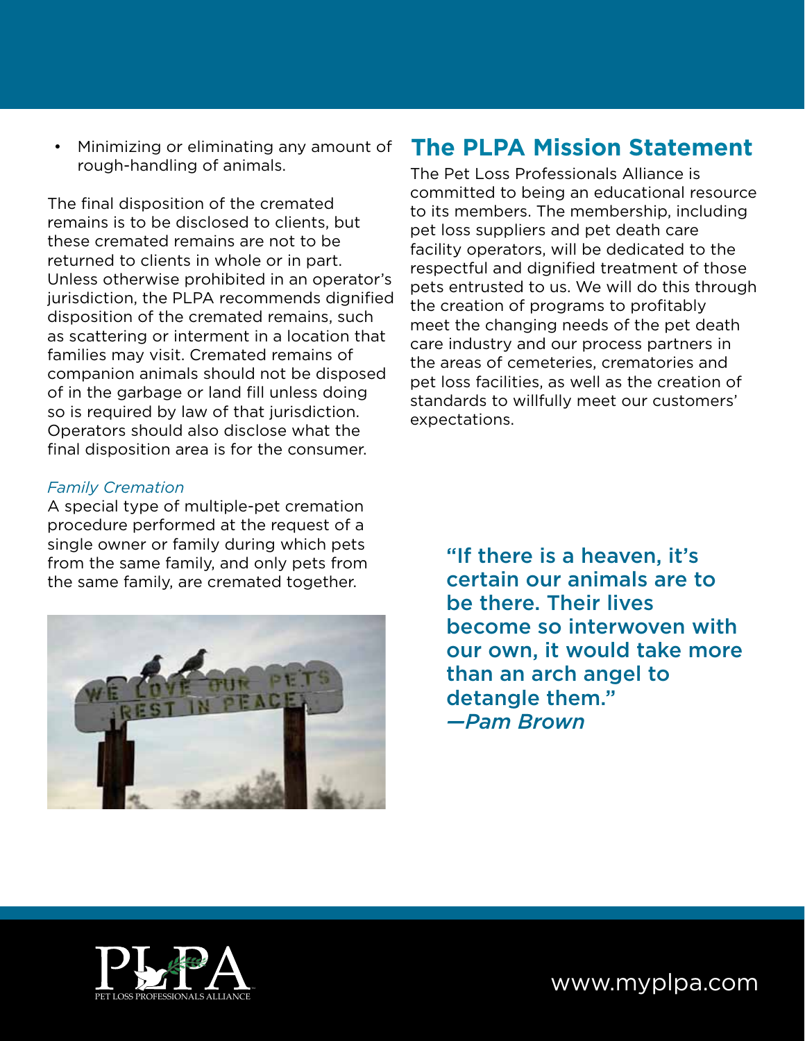- Minimizing or eliminating any amount of rough-handling of animals.

The final disposition of the cremated remains is to be disclosed to clients, but these cremated remains are not to be returned to clients in whole or in part. Unless otherwise prohibited in an operator's jurisdiction, the PLPA recommends dignified disposition of the cremated remains, such as scattering or interment in a location that families may visit. Cremated remains of companion animals should not be disposed of in the garbage or land fill unless doing so is required by law of that jurisdiction. Operators should also disclose what the final disposition area is for the consumer.

*Family Cremation*

A special type of multiple-pet cremation procedure performed at the request of a single owner or family during which pets from the same family, and only pets from the same family, are cremated together.

## The PLPA Mission Statement

The Pet Loss Professionals Alliance is committed to being an educational resource to its members. The membership, including pet loss suppliers and pet death care facility operators, will be dedicated to the respectful and dignified treatment of those pets entrusted to us. We will do this through the creation of programs to profitably meet the changing needs of the pet death care industry and our process partners in the areas of cemeteries, crematories and pet loss facilities, as well as the creation of standards to willfully meet our customers' expectations.

**"If there is a heaven, it's certain our animals are to be there. Their lives become so interwoven with our own, it would take more than an arch angel to detangle them."**
***—Pam Brown***

PLPA
PET LOSS PROFESSIONALS ALLIANCE

www.myplpa.com